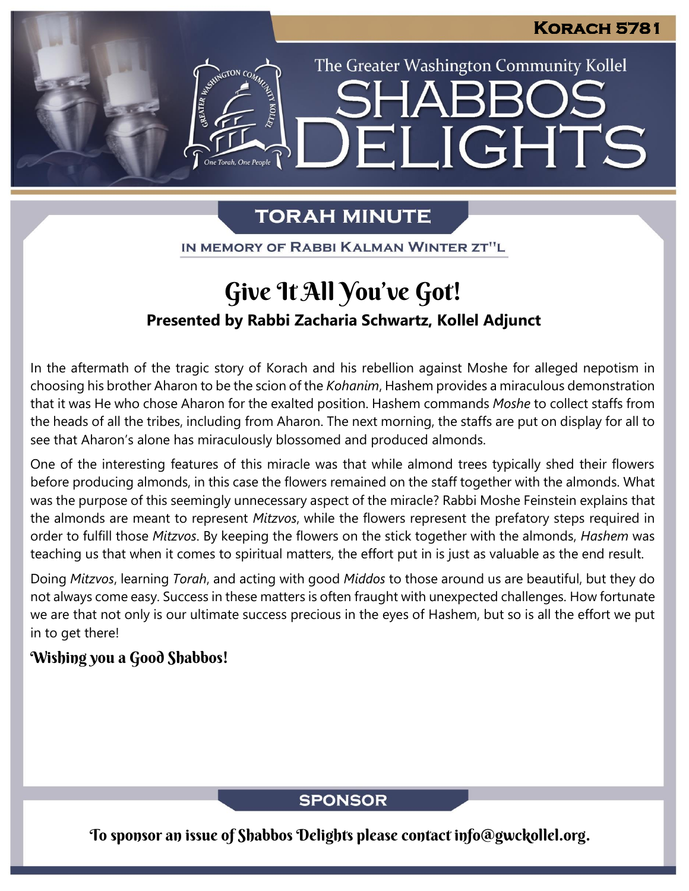**Korach 5781**

The Greater Washington Community Kollel

# Shabbos Delights

## TORAH MINUTE

IN MEMORY OF RABBI KALMAN WINTER ZT"L

## Give It All You've Got!

**Presented by Rabbi Zacharia Schwartz, Kollel Adjunct**

In the aftermath of the tragic story of Korach and his rebellion against Moshe for alleged nepotism in choosing his brother Aharon to be the scion of the *Kohanim*, Hashem provides a miraculous demonstration that it was He who chose Aharon for the exalted position. Hashem commands *Moshe* to collect staffs from the heads of all the tribes, including from Aharon. The next morning, the staffs are put on display for all to see that Aharon's alone has miraculously blossomed and produced almonds.

One of the interesting features of this miracle was that while almond trees typically shed their flowers before producing almonds, in this case the flowers remained on the staff together with the almonds. What was the purpose of this seemingly unnecessary aspect of the miracle? Rabbi Moshe Feinstein explains that the almonds are meant to represent *Mitzvos*, while the flowers represent the prefatory steps required in order to fulfill those *Mitzvos*. By keeping the flowers on the stick together with the almonds, *Hashem* was teaching us that when it comes to spiritual matters, the effort put in is just as valuable as the end result.

Doing *Mitzvos*, learning *Torah*, and acting with good *Middos* to those around us are beautiful, but they do not always come easy. Success in these matters is often fraught with unexpected challenges. How fortunate we are that not only is our ultimate success precious in the eyes of Hashem, but so is all the effort we put in to get there!

**Wishing you a Good Shabbos!**

## SPONSOR

To sponsor an issue of Shabbos Delights please contact info@gwckollel.org.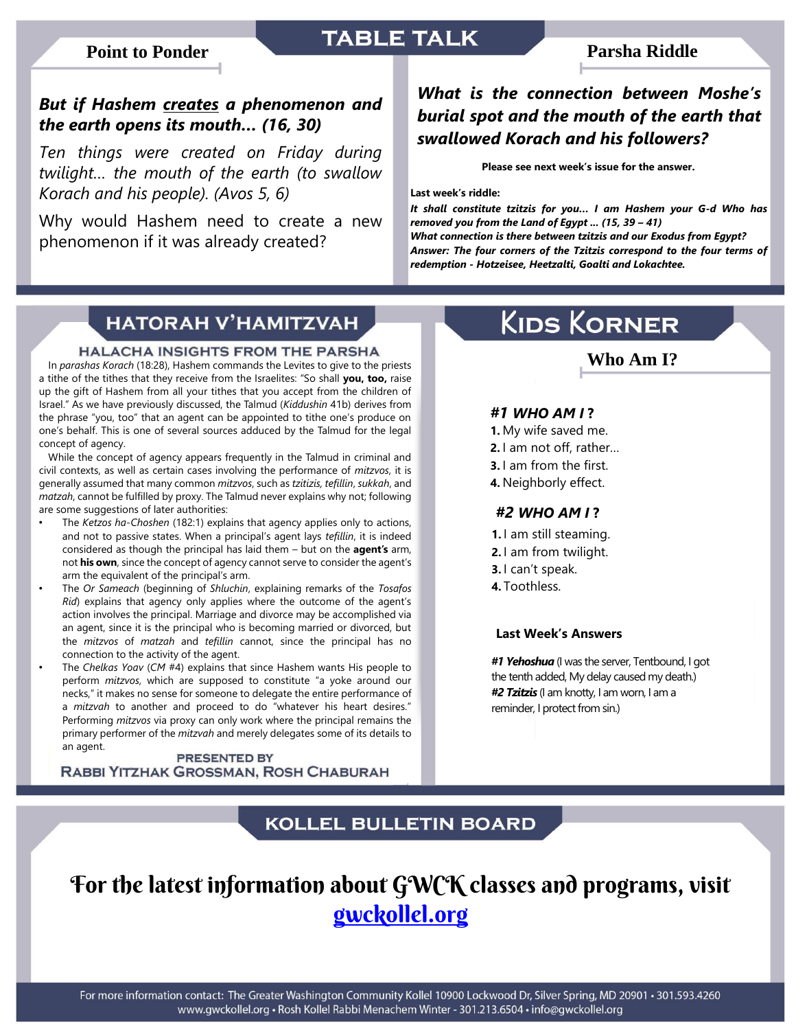# TABLE TALK

## Point to Ponder

***But if Hashem creates a phenomenon and the earth opens its mouth... (16, 30)***

*Ten things were created on Friday during twilight... the mouth of the earth (to swallow Korach and his people). (Avos 5, 6)*

Why would Hashem need to create a new phenomenon if it was already created?

## Parsha Riddle

***What is the connection between Moshe's burial spot and the mouth of the earth that swallowed Korach and his followers?***

**Please see next week's issue for the answer.**

**Last week's riddle:**

***It shall constitute tzitzis for you... I am Hashem your G-d Who has removed you from the Land of Egypt ... (15, 39 – 41)***

***What connection is there between tzitzis and our Exodus from Egypt?***

***Answer: The four corners of the Tzitzis correspond to the four terms of redemption - Hotzeisee, Heetzalti, Goalti and Lokachtee.***

# HATORAH V'HAMITZVAH

## HALACHA INSIGHTS FROM THE PARSHA

In *parashas Korach* (18:28), Hashem commands the Levites to give to the priests a tithe of the tithes that they receive from the Israelites: "So shall **you, too,** raise up the gift of Hashem from all your tithes that you accept from the children of Israel." As we have previously discussed, the Talmud (*Kiddushin* 41b) derives from the phrase "you, too" that an agent can be appointed to tithe one's produce on one's behalf. This is one of several sources adduced by the Talmud for the legal concept of agency.

While the concept of agency appears frequently in the Talmud in criminal and civil contexts, as well as certain cases involving the performance of *mitzvos*, it is generally assumed that many common *mitzvos*, such as *tzitizis, tefillin*, *sukkah*, and *matzah*, cannot be fulfilled by proxy. The Talmud never explains why not; following are some suggestions of later authorities:

- The *Ketzos ha-Choshen* (182:1) explains that agency applies only to actions, and not to passive states. When a principal's agent lays *tefillin*, it is indeed considered as though the principal has laid them – but on the **agent's** arm, not **his own**, since the concept of agency cannot serve to consider the agent's arm the equivalent of the principal's arm.
- The *Or Sameach* (beginning of *Shluchin*, explaining remarks of the *Tosafos Rid*) explains that agency only applies where the outcome of the agent's action involves the principal. Marriage and divorce may be accomplished via an agent, since it is the principal who is becoming married or divorced, but the *mitzvos* of *matzah* and *tefillin* cannot, since the principal has no connection to the activity of the agent.
- The *Chelkas Yoav* (*CM* #4) explains that since Hashem wants His people to perform *mitzvos*, which are supposed to constitute "a yoke around our necks," it makes no sense for someone to delegate the entire performance of a *mitzvah* to another and proceed to do "whatever his heart desires." Performing *mitzvos* via proxy can only work where the principal remains the primary performer of the *mitzvah* and merely delegates some of its details to an agent.

PRESENTED BY
RABBI YITZHAK GROSSMAN, ROSH CHABURAH

# KIDS KORNER

## Who Am I?

### #1 WHO AM I ?

1. My wife saved me.
2. I am not off, rather...
3. I am from the first.
4. Neighborly effect.

### #2 WHO AM I ?

1. I am still steaming.
2. I am from twilight.
3. I can't speak.
4. Toothless.

### Last Week's Answers

***#1 Yehoshua*** (I was the server, Tentbound, I got the tenth added, My delay caused my death.)
***#2 Tzitzis*** (I am knotty, I am worn, I am a reminder, I protect from sin.)

# KOLLEL BULLETIN BOARD

For the latest information about GWCK classes and programs, visit [gwckollel.org](gwckollel.org)

For more information contact: The Greater Washington Community Kollel 10900 Lockwood Dr, Silver Spring, MD 20901 • 301.593.4260
www.gwckollel.org • Rosh Kollel Rabbi Menachem Winter - 301.213.6504 • info@gwckollel.org